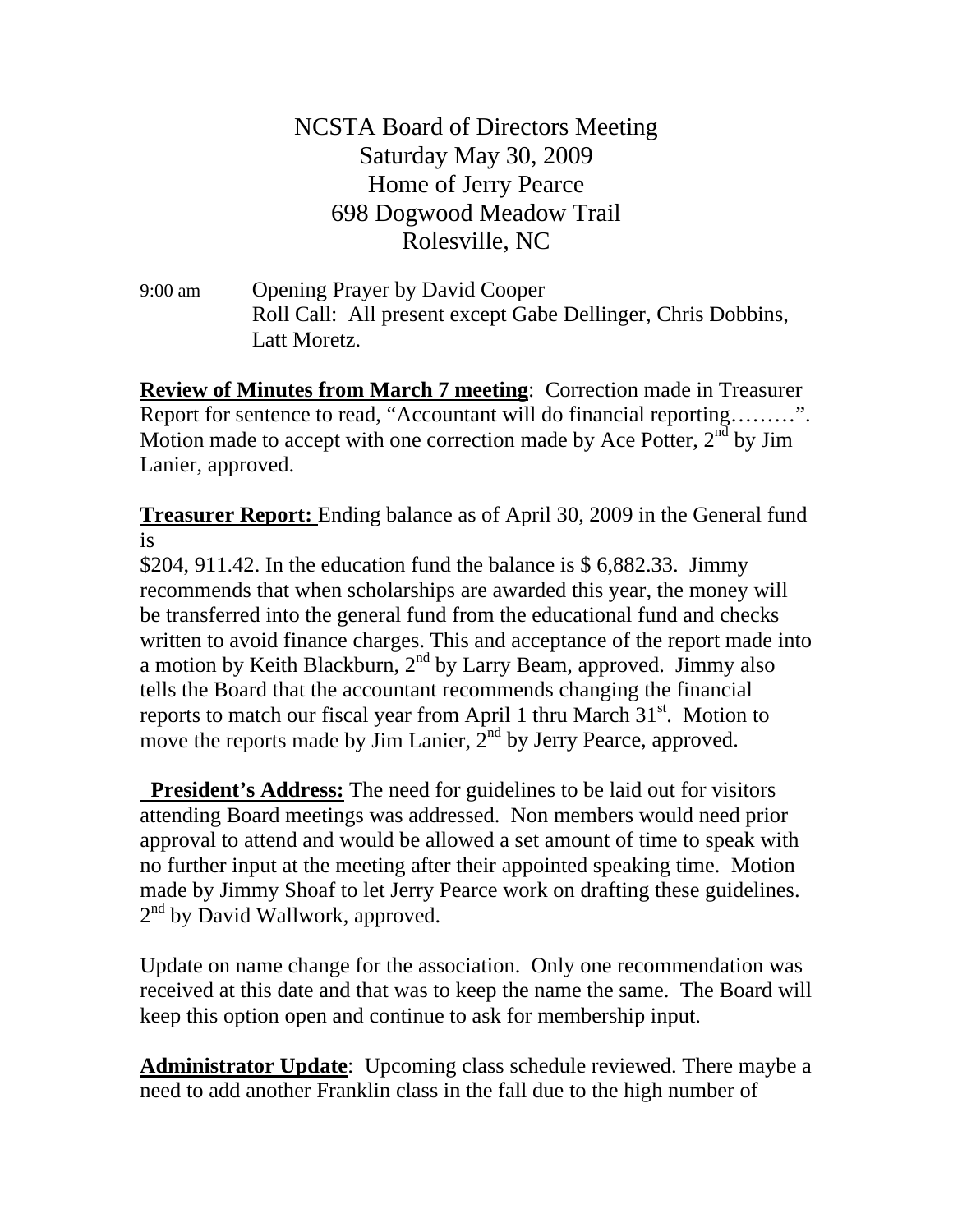# NCSTA Board of Directors Meeting
## Saturday May 30, 2009
## Home of Jerry Pearce
## 698 Dogwood Meadow Trail
## Rolesville, NC

9:00 am Opening Prayer by David Cooper
Roll Call: All present except Gabe Dellinger, Chris Dobbins, Latt Moretz.

**Review of Minutes from March 7 meeting**: Correction made in Treasurer Report for sentence to read, "Accountant will do financial reporting………". Motion made to accept with one correction made by Ace Potter, 2nd by Jim Lanier, approved.

**Treasurer Report:** Ending balance as of April 30, 2009 in the General fund is
$204, 911.42. In the education fund the balance is $ 6,882.33. Jimmy recommends that when scholarships are awarded this year, the money will be transferred into the general fund from the educational fund and checks written to avoid finance charges. This and acceptance of the report made into a motion by Keith Blackburn, 2nd by Larry Beam, approved. Jimmy also tells the Board that the accountant recommends changing the financial reports to match our fiscal year from April 1 thru March 31st. Motion to move the reports made by Jim Lanier, 2nd by Jerry Pearce, approved.

**President's Address:** The need for guidelines to be laid out for visitors attending Board meetings was addressed. Non members would need prior approval to attend and would be allowed a set amount of time to speak with no further input at the meeting after their appointed speaking time. Motion made by Jimmy Shoaf to let Jerry Pearce work on drafting these guidelines. 2nd by David Wallwork, approved.

Update on name change for the association. Only one recommendation was received at this date and that was to keep the name the same. The Board will keep this option open and continue to ask for membership input.

**Administrator Update**: Upcoming class schedule reviewed. There maybe a need to add another Franklin class in the fall due to the high number of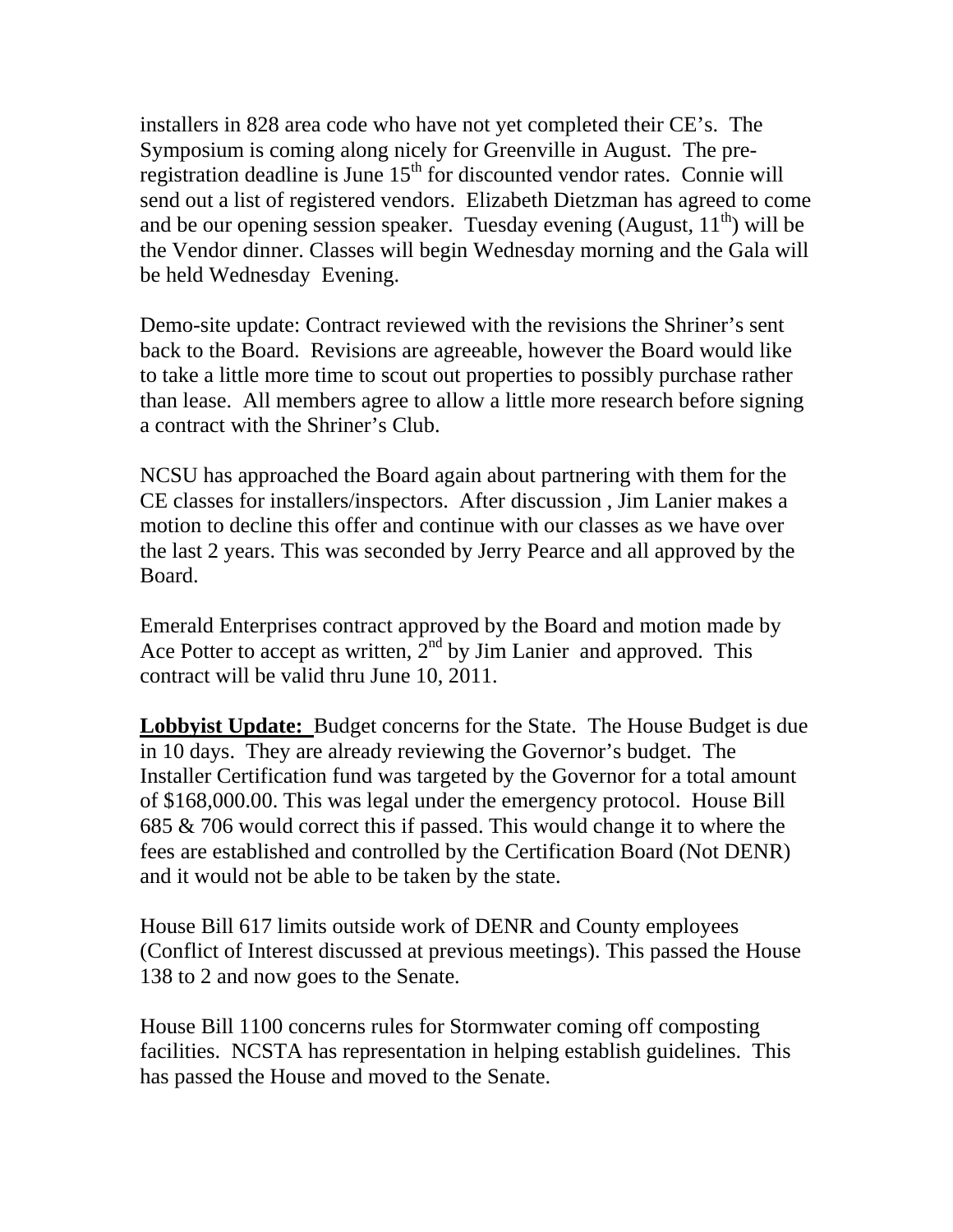installers in 828 area code who have not yet completed their CE's. The Symposium is coming along nicely for Greenville in August. The pre-registration deadline is June 15th for discounted vendor rates. Connie will send out a list of registered vendors. Elizabeth Dietzman has agreed to come and be our opening session speaker. Tuesday evening (August, 11th) will be the Vendor dinner. Classes will begin Wednesday morning and the Gala will be held Wednesday Evening.

Demo-site update: Contract reviewed with the revisions the Shriner's sent back to the Board. Revisions are agreeable, however the Board would like to take a little more time to scout out properties to possibly purchase rather than lease. All members agree to allow a little more research before signing a contract with the Shriner's Club.

NCSU has approached the Board again about partnering with them for the CE classes for installers/inspectors. After discussion , Jim Lanier makes a motion to decline this offer and continue with our classes as we have over the last 2 years. This was seconded by Jerry Pearce and all approved by the Board.

Emerald Enterprises contract approved by the Board and motion made by Ace Potter to accept as written, 2nd by Jim Lanier and approved. This contract will be valid thru June 10, 2011.

**Lobbyist Update:** Budget concerns for the State. The House Budget is due in 10 days. They are already reviewing the Governor's budget. The Installer Certification fund was targeted by the Governor for a total amount of $168,000.00. This was legal under the emergency protocol. House Bill 685 & 706 would correct this if passed. This would change it to where the fees are established and controlled by the Certification Board (Not DENR) and it would not be able to be taken by the state.

House Bill 617 limits outside work of DENR and County employees (Conflict of Interest discussed at previous meetings). This passed the House 138 to 2 and now goes to the Senate.

House Bill 1100 concerns rules for Stormwater coming off composting facilities. NCSTA has representation in helping establish guidelines. This has passed the House and moved to the Senate.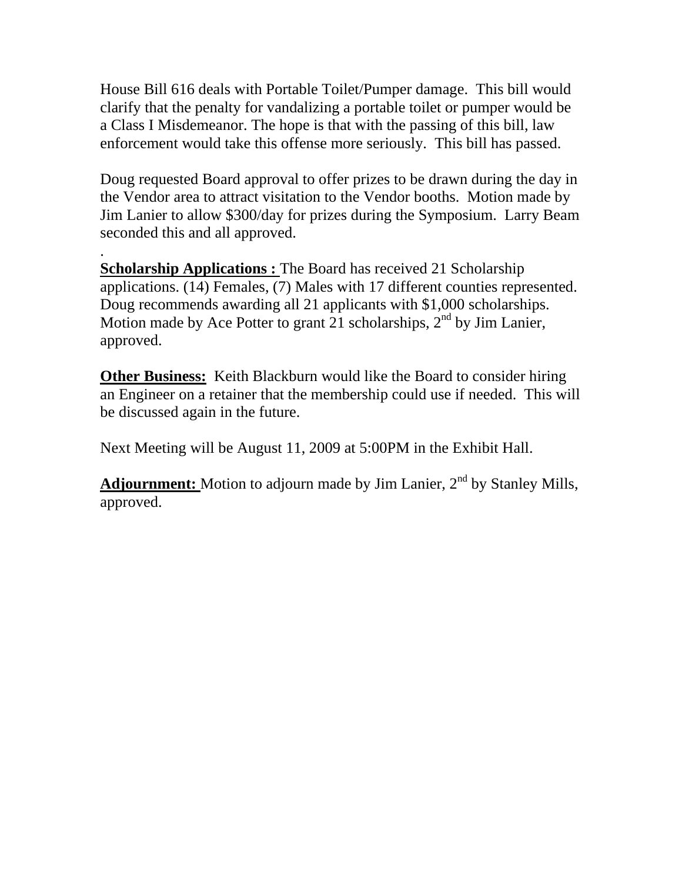House Bill 616 deals with Portable Toilet/Pumper damage. This bill would clarify that the penalty for vandalizing a portable toilet or pumper would be a Class I Misdemeanor. The hope is that with the passing of this bill, law enforcement would take this offense more seriously. This bill has passed.

Doug requested Board approval to offer prizes to be drawn during the day in the Vendor area to attract visitation to the Vendor booths. Motion made by Jim Lanier to allow $300/day for prizes during the Symposium. Larry Beam seconded this and all approved.

.

**Scholarship Applications :** The Board has received 21 Scholarship applications. (14) Females, (7) Males with 17 different counties represented. Doug recommends awarding all 21 applicants with $1,000 scholarships. Motion made by Ace Potter to grant 21 scholarships, 2nd by Jim Lanier, approved.

**Other Business:** Keith Blackburn would like the Board to consider hiring an Engineer on a retainer that the membership could use if needed. This will be discussed again in the future.

Next Meeting will be August 11, 2009 at 5:00PM in the Exhibit Hall.

**Adjournment:** Motion to adjourn made by Jim Lanier, 2nd by Stanley Mills, approved.